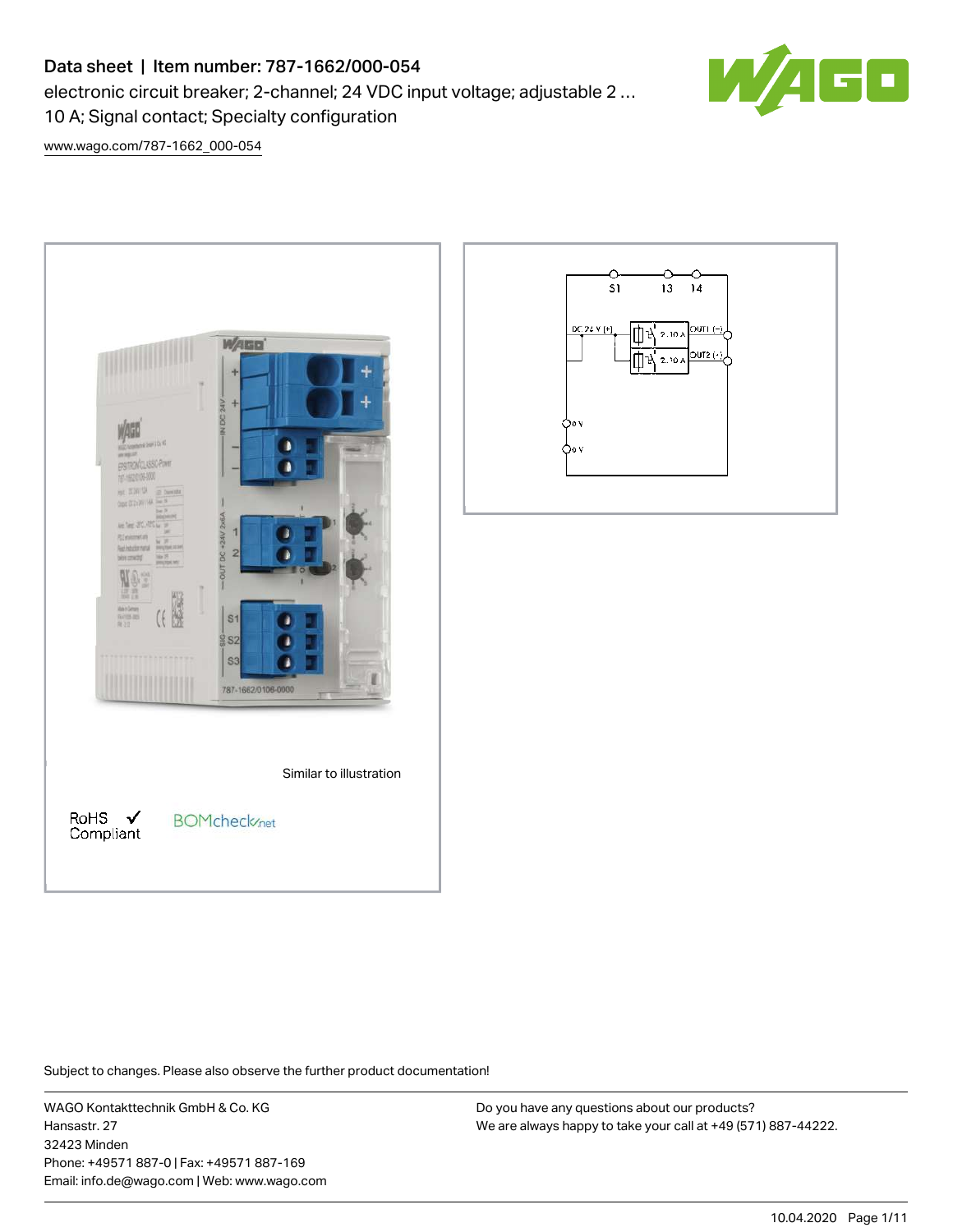# Data sheet | Item number: 787-1662/000-054

electronic circuit breaker; 2-channel; 24 VDC input voltage; adjustable 2 ... 10 A; Signal contact; Specialty configuration

www.wago.com/787-1662_000-054

Similar to illustration

RoHS ✓ Compliant

BOMcheck.net

Subject to changes. Please also observe the further product documentation!

WAGO Kontakttechnik GmbH & Co. KG
Hansastr. 27
32423 Minden
Phone: +49571 887-0 | Fax: +49571 887-169
Email: info.de@wago.com | Web: www.wago.com

Do you have any questions about our products?
We are always happy to take your call at +49 (571) 887-44222.

10.04.2020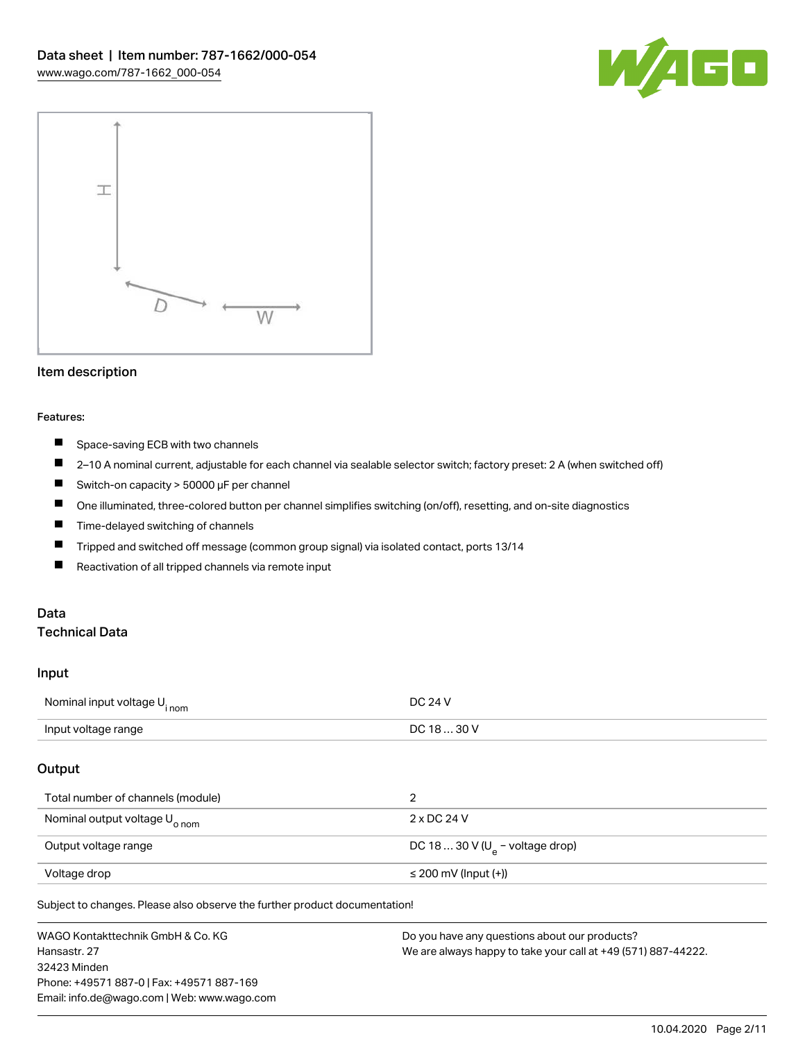## Item description

Features:

- Space-saving ECB with two channels
- 2–10 A nominal current, adjustable for each channel via sealable selector switch; factory preset: 2 A (when switched off)
- Switch-on capacity > 50000 µF per channel
- One illuminated, three-colored button per channel simplifies switching (on/off), resetting, and on-site diagnostics
- Time-delayed switching of channels
- Tripped and switched off message (common group signal) via isolated contact, ports 13/14
- Reactivation of all tripped channels via remote input

## Data

### Technical Data

#### Input

| | |
|---|---|
| Nominal input voltage $U_{i\,nom}$ | DC 24 V |
| Input voltage range | DC 18 … 30 V |

#### Output

| | |
|---|---|
| Total number of channels (module) | 2 |
| Nominal output voltage $U_{o\,nom}$ | 2 x DC 24 V |
| Output voltage range | DC 18 … 30 V ($U_e$ – voltage drop) |
| Voltage drop | ≤ 200 mV (Input (+)) |

Subject to changes. Please also observe the further product documentation!

WAGO Kontakttechnik GmbH & Co. KG
Hansastr. 27
32423 Minden
Phone: +49571 887-0 | Fax: +49571 887-169
Email: info.de@wago.com | Web: www.wago.com

Do you have any questions about our products?
We are always happy to take your call at +49 (571) 887-44222.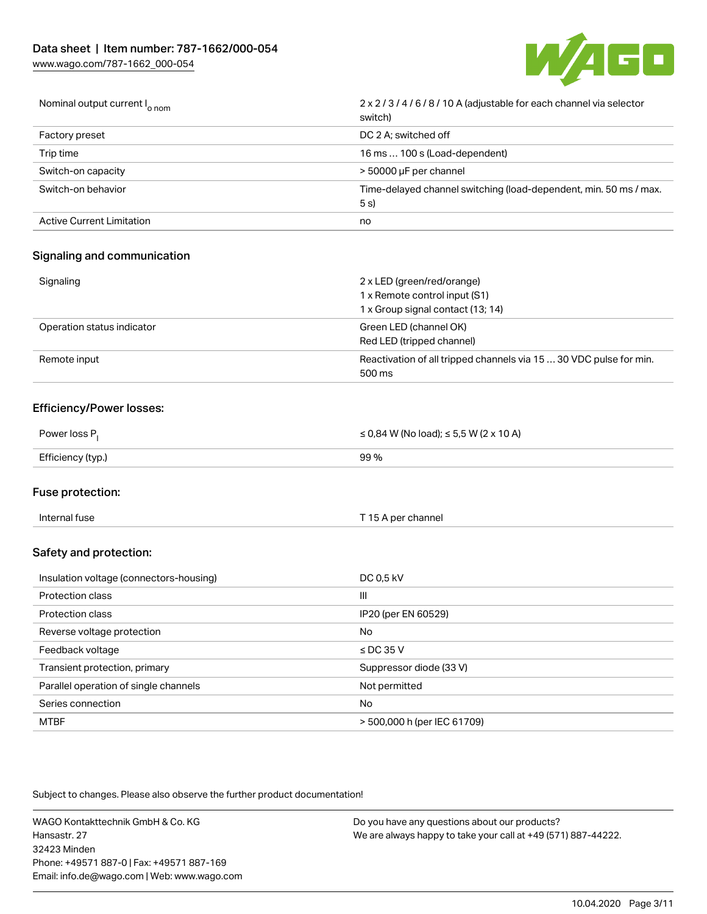| | |
|---|---|
| Nominal output current $I_{o\ nom}$ | 2 x 2 / 3 / 4 / 6 / 8 / 10 A (adjustable for each channel via selector switch) |
| Factory preset | DC 2 A; switched off |
| Trip time | 16 ms … 100 s (Load-dependent) |
| Switch-on capacity | > 50000 µF per channel |
| Switch-on behavior | Time-delayed channel switching (load-dependent, min. 50 ms / max. 5 s) |
| Active Current Limitation | no |

## Signaling and communication

| | |
|---|---|
| Signaling | 2 x LED (green/red/orange)<br>1 x Remote control input (S1)<br>1 x Group signal contact (13; 14) |
| Operation status indicator | Green LED (channel OK)<br>Red LED (tripped channel) |
| Remote input | Reactivation of all tripped channels via 15 … 30 VDC pulse for min. 500 ms |

## Efficiency/Power losses:

| | |
|---|---|
| Power loss $P_l$ | ≤ 0,84 W (No load); ≤ 5,5 W (2 x 10 A) |
| Efficiency (typ.) | 99 % |

## Fuse protection:

| | |
|---|---|
| Internal fuse | T 15 A per channel |

## Safety and protection:

| | |
|---|---|
| Insulation voltage (connectors-housing) | DC 0,5 kV |
| Protection class | III |
| Protection class | IP20 (per EN 60529) |
| Reverse voltage protection | No |
| Feedback voltage | ≤ DC 35 V |
| Transient protection, primary | Suppressor diode (33 V) |
| Parallel operation of single channels | Not permitted |
| Series connection | No |
| MTBF | > 500,000 h (per IEC 61709) |

Subject to changes. Please also observe the further product documentation!

WAGO Kontakttechnik GmbH & Co. KG
Hansastr. 27
32423 Minden
Phone: +49571 887-0 | Fax: +49571 887-169
Email: info.de@wago.com | Web: www.wago.com

Do you have any questions about our products?
We are always happy to take your call at +49 (571) 887-44222.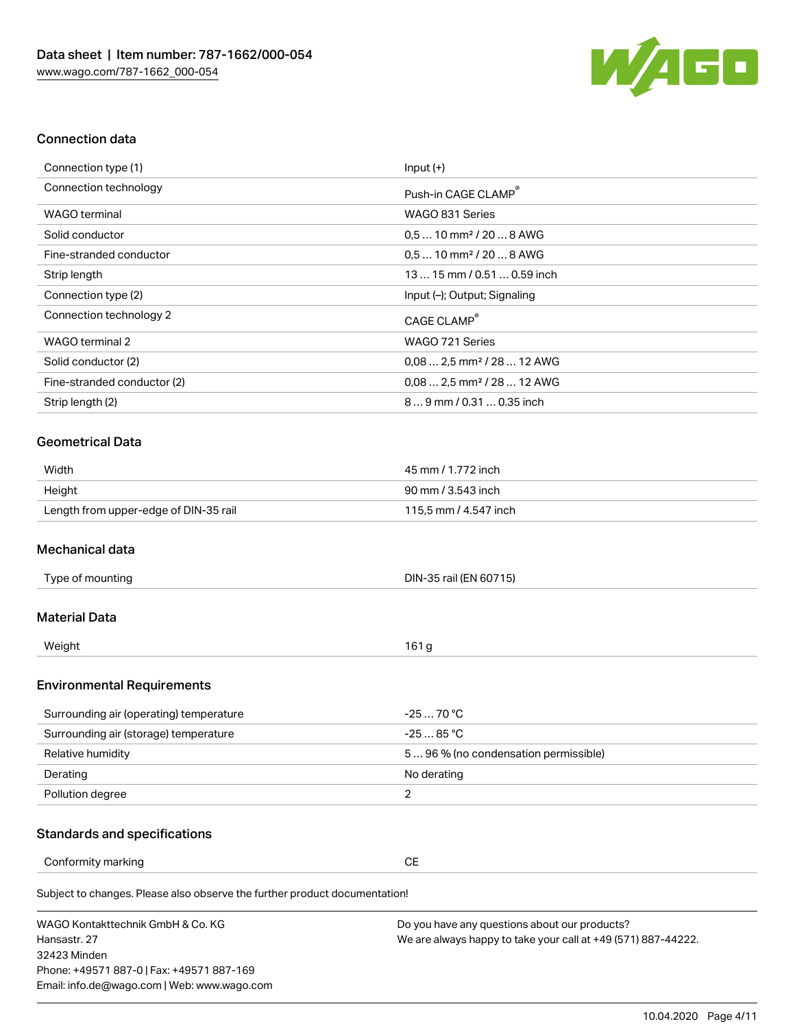## Connection data

| | |
|---|---|
| Connection type (1) | Input (+) |
| Connection technology | Push-in CAGE CLAMP® |
| WAGO terminal | WAGO 831 Series |
| Solid conductor | 0,5 … 10 mm² / 20 … 8 AWG |
| Fine-stranded conductor | 0,5 … 10 mm² / 20 … 8 AWG |
| Strip length | 13 … 15 mm / 0.51 … 0.59 inch |
| Connection type (2) | Input (–); Output; Signaling |
| Connection technology 2 | CAGE CLAMP® |
| WAGO terminal 2 | WAGO 721 Series |
| Solid conductor (2) | 0,08 … 2,5 mm² / 28 … 12 AWG |
| Fine-stranded conductor (2) | 0,08 … 2,5 mm² / 28 … 12 AWG |
| Strip length (2) | 8 … 9 mm / 0.31 … 0.35 inch |

## Geometrical Data

| | |
|---|---|
| Width | 45 mm / 1.772 inch |
| Height | 90 mm / 3.543 inch |
| Length from upper-edge of DIN-35 rail | 115,5 mm / 4.547 inch |

## Mechanical data

| | |
|---|---|
| Type of mounting | DIN-35 rail (EN 60715) |

## Material Data

| | |
|---|---|
| Weight | 161 g |

## Environmental Requirements

| | |
|---|---|
| Surrounding air (operating) temperature | -25 … 70 °C |
| Surrounding air (storage) temperature | -25 … 85 °C |
| Relative humidity | 5 … 96 % (no condensation permissible) |
| Derating | No derating |
| Pollution degree | 2 |

## Standards and specifications

| | |
|---|---|
| Conformity marking | CE |

Subject to changes. Please also observe the further product documentation!

WAGO Kontakttechnik GmbH & Co. KG
Hansastr. 27
32423 Minden
Phone: +49571 887-0 | Fax: +49571 887-169
Email: info.de@wago.com | Web: www.wago.com

Do you have any questions about our products?
We are always happy to take your call at +49 (571) 887-44222.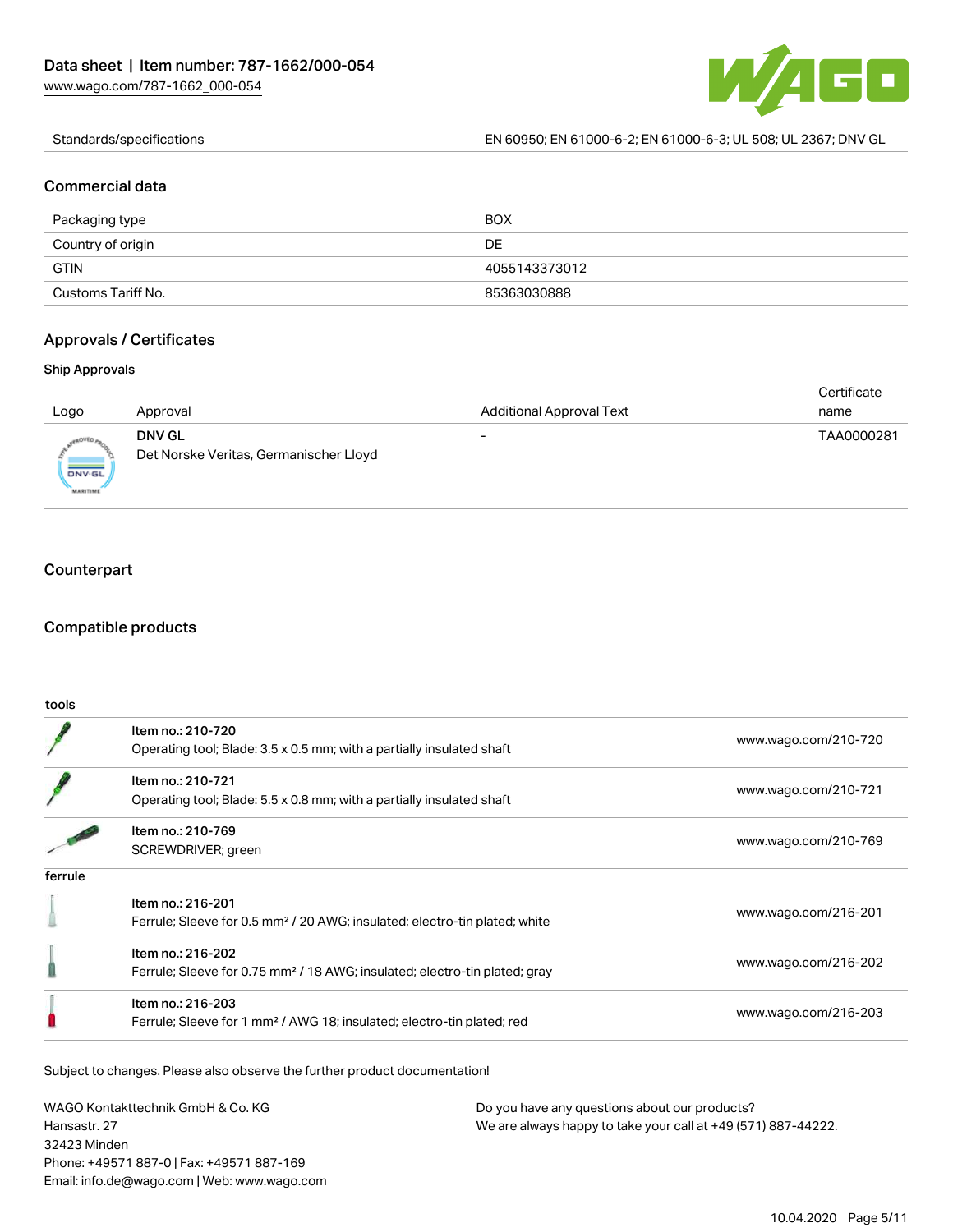| | |
|---|---|
| Standards/specifications | EN 60950; EN 61000-6-2; EN 61000-6-3; UL 508; UL 2367; DNV GL |

## Commercial data

| | |
|---|---|
| Packaging type | BOX |
| Country of origin | DE |
| GTIN | 4055143373012 |
| Customs Tariff No. | 85363030888 |

## Approvals / Certificates

### Ship Approvals

| Logo | Approval | Additional Approval Text | Certificate name |
|---|---|---|---|
| | **DNV GL** Det Norske Veritas, Germanischer Lloyd | - | TAA0000281 |

## Counterpart

## Compatible products

| | | |
|---|---|---|
| **tools** | | |
| | Item no.: 210-720<br>Operating tool; Blade: 3.5 x 0.5 mm; with a partially insulated shaft | www.wago.com/210-720 |
| | Item no.: 210-721<br>Operating tool; Blade: 5.5 x 0.8 mm; with a partially insulated shaft | www.wago.com/210-721 |
| | Item no.: 210-769<br>SCREWDRIVER; green | www.wago.com/210-769 |
| **ferrule** | | |
| | Item no.: 216-201<br>Ferrule; Sleeve for 0.5 mm² / 20 AWG; insulated; electro-tin plated; white | www.wago.com/216-201 |
| | Item no.: 216-202<br>Ferrule; Sleeve for 0.75 mm² / 18 AWG; insulated; electro-tin plated; gray | www.wago.com/216-202 |
| | Item no.: 216-203<br>Ferrule; Sleeve for 1 mm² / AWG 18; insulated; electro-tin plated; red | www.wago.com/216-203 |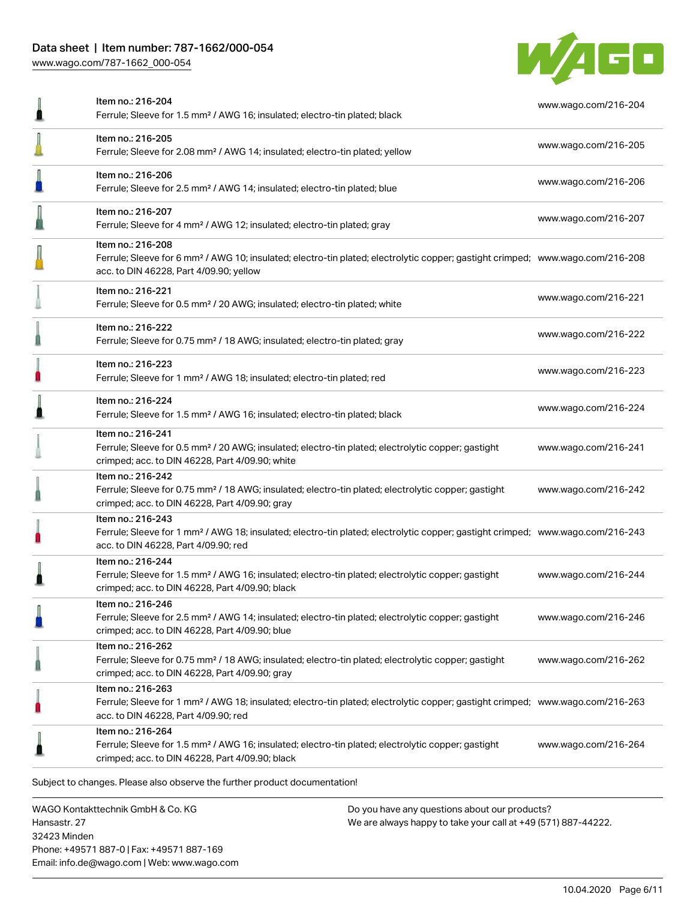| | | |
|---|---|---|
| | Item no.: 216-204<br>Ferrule; Sleeve for 1.5 mm² / AWG 16; insulated; electro-tin plated; black | www.wago.com/216-204 |
| | Item no.: 216-205<br>Ferrule; Sleeve for 2.08 mm² / AWG 14; insulated; electro-tin plated; yellow | www.wago.com/216-205 |
| | Item no.: 216-206<br>Ferrule; Sleeve for 2.5 mm² / AWG 14; insulated; electro-tin plated; blue | www.wago.com/216-206 |
| | Item no.: 216-207<br>Ferrule; Sleeve for 4 mm² / AWG 12; insulated; electro-tin plated; gray | www.wago.com/216-207 |
| | Item no.: 216-208<br>Ferrule; Sleeve for 6 mm² / AWG 10; insulated; electro-tin plated; electrolytic copper; gastight crimped; acc. to DIN 46228, Part 4/09.90; yellow | www.wago.com/216-208 |
| | Item no.: 216-221<br>Ferrule; Sleeve for 0.5 mm² / 20 AWG; insulated; electro-tin plated; white | www.wago.com/216-221 |
| | Item no.: 216-222<br>Ferrule; Sleeve for 0.75 mm² / 18 AWG; insulated; electro-tin plated; gray | www.wago.com/216-222 |
| | Item no.: 216-223<br>Ferrule; Sleeve for 1 mm² / AWG 18; insulated; electro-tin plated; red | www.wago.com/216-223 |
| | Item no.: 216-224<br>Ferrule; Sleeve for 1.5 mm² / AWG 16; insulated; electro-tin plated; black | www.wago.com/216-224 |
| | Item no.: 216-241<br>Ferrule; Sleeve for 0.5 mm² / 20 AWG; insulated; electro-tin plated; electrolytic copper; gastight crimped; acc. to DIN 46228, Part 4/09.90; white | www.wago.com/216-241 |
| | Item no.: 216-242<br>Ferrule; Sleeve for 0.75 mm² / 18 AWG; insulated; electro-tin plated; electrolytic copper; gastight crimped; acc. to DIN 46228, Part 4/09.90; gray | www.wago.com/216-242 |
| | Item no.: 216-243<br>Ferrule; Sleeve for 1 mm² / AWG 18; insulated; electro-tin plated; electrolytic copper; gastight crimped; acc. to DIN 46228, Part 4/09.90; red | www.wago.com/216-243 |
| | Item no.: 216-244<br>Ferrule; Sleeve for 1.5 mm² / AWG 16; insulated; electro-tin plated; electrolytic copper; gastight crimped; acc. to DIN 46228, Part 4/09.90; black | www.wago.com/216-244 |
| | Item no.: 216-246<br>Ferrule; Sleeve for 2.5 mm² / AWG 14; insulated; electro-tin plated; electrolytic copper; gastight crimped; acc. to DIN 46228, Part 4/09.90; blue | www.wago.com/216-246 |
| | Item no.: 216-262<br>Ferrule; Sleeve for 0.75 mm² / 18 AWG; insulated; electro-tin plated; electrolytic copper; gastight crimped; acc. to DIN 46228, Part 4/09.90; gray | www.wago.com/216-262 |
| | Item no.: 216-263<br>Ferrule; Sleeve for 1 mm² / AWG 18; insulated; electro-tin plated; electrolytic copper; gastight crimped; acc. to DIN 46228, Part 4/09.90; red | www.wago.com/216-263 |
| | Item no.: 216-264<br>Ferrule; Sleeve for 1.5 mm² / AWG 16; insulated; electro-tin plated; electrolytic copper; gastight crimped; acc. to DIN 46228, Part 4/09.90; black | www.wago.com/216-264 |

Subject to changes. Please also observe the further product documentation!

WAGO Kontakttechnik GmbH & Co. KG
Hansastr. 27
32423 Minden
Phone: +49571 887-0 | Fax: +49571 887-169
Email: info.de@wago.com | Web: www.wago.com

Do you have any questions about our products?
We are always happy to take your call at +49 (571) 887-44222.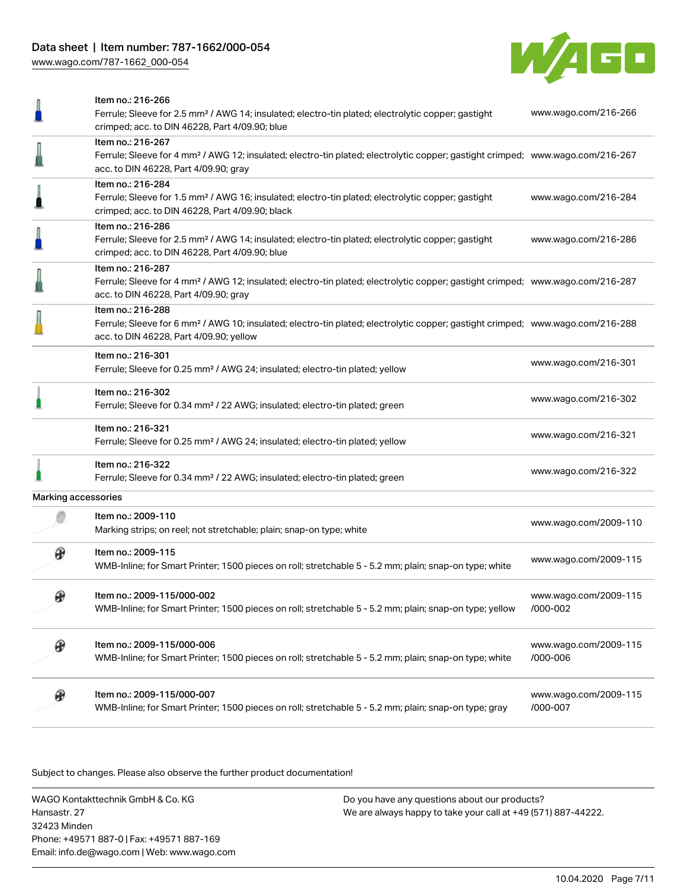| Item | Description | Link |
| --- | --- | --- |
| Item no.: 216-266 | Ferrule; Sleeve for 2.5 mm² / AWG 14; insulated; electro-tin plated; electrolytic copper; gastight crimped; acc. to DIN 46228, Part 4/09.90; blue | www.wago.com/216-266 |
| Item no.: 216-267 | Ferrule; Sleeve for 4 mm² / AWG 12; insulated; electro-tin plated; electrolytic copper; gastight crimped; acc. to DIN 46228, Part 4/09.90; gray | www.wago.com/216-267 |
| Item no.: 216-284 | Ferrule; Sleeve for 1.5 mm² / AWG 16; insulated; electro-tin plated; electrolytic copper; gastight crimped; acc. to DIN 46228, Part 4/09.90; black | www.wago.com/216-284 |
| Item no.: 216-286 | Ferrule; Sleeve for 2.5 mm² / AWG 14; insulated; electro-tin plated; electrolytic copper; gastight crimped; acc. to DIN 46228, Part 4/09.90; blue | www.wago.com/216-286 |
| Item no.: 216-287 | Ferrule; Sleeve for 4 mm² / AWG 12; insulated; electro-tin plated; electrolytic copper; gastight crimped; acc. to DIN 46228, Part 4/09.90; gray | www.wago.com/216-287 |
| Item no.: 216-288 | Ferrule; Sleeve for 6 mm² / AWG 10; insulated; electro-tin plated; electrolytic copper; gastight crimped; acc. to DIN 46228, Part 4/09.90; yellow | www.wago.com/216-288 |
| Item no.: 216-301 | Ferrule; Sleeve for 0.25 mm² / AWG 24; insulated; electro-tin plated; yellow | www.wago.com/216-301 |
| Item no.: 216-302 | Ferrule; Sleeve for 0.34 mm² / 22 AWG; insulated; electro-tin plated; green | www.wago.com/216-302 |
| Item no.: 216-321 | Ferrule; Sleeve for 0.25 mm² / AWG 24; insulated; electro-tin plated; yellow | www.wago.com/216-321 |
| Item no.: 216-322 | Ferrule; Sleeve for 0.34 mm² / 22 AWG; insulated; electro-tin plated; green | www.wago.com/216-322 |

## Marking accessories

| Item | Description | Link |
| --- | --- | --- |
| Item no.: 2009-110 | Marking strips; on reel; not stretchable; plain; snap-on type; white | www.wago.com/2009-110 |
| Item no.: 2009-115 | WMB-Inline; for Smart Printer; 1500 pieces on roll; stretchable 5 - 5.2 mm; plain; snap-on type; white | www.wago.com/2009-115 |
| Item no.: 2009-115/000-002 | WMB-Inline; for Smart Printer; 1500 pieces on roll; stretchable 5 - 5.2 mm; plain; snap-on type; yellow | www.wago.com/2009-115/000-002 |
| Item no.: 2009-115/000-006 | WMB-Inline; for Smart Printer; 1500 pieces on roll; stretchable 5 - 5.2 mm; plain; snap-on type; white | www.wago.com/2009-115/000-006 |
| Item no.: 2009-115/000-007 | WMB-Inline; for Smart Printer; 1500 pieces on roll; stretchable 5 - 5.2 mm; plain; snap-on type; gray | www.wago.com/2009-115/000-007 |

Subject to changes. Please also observe the further product documentation!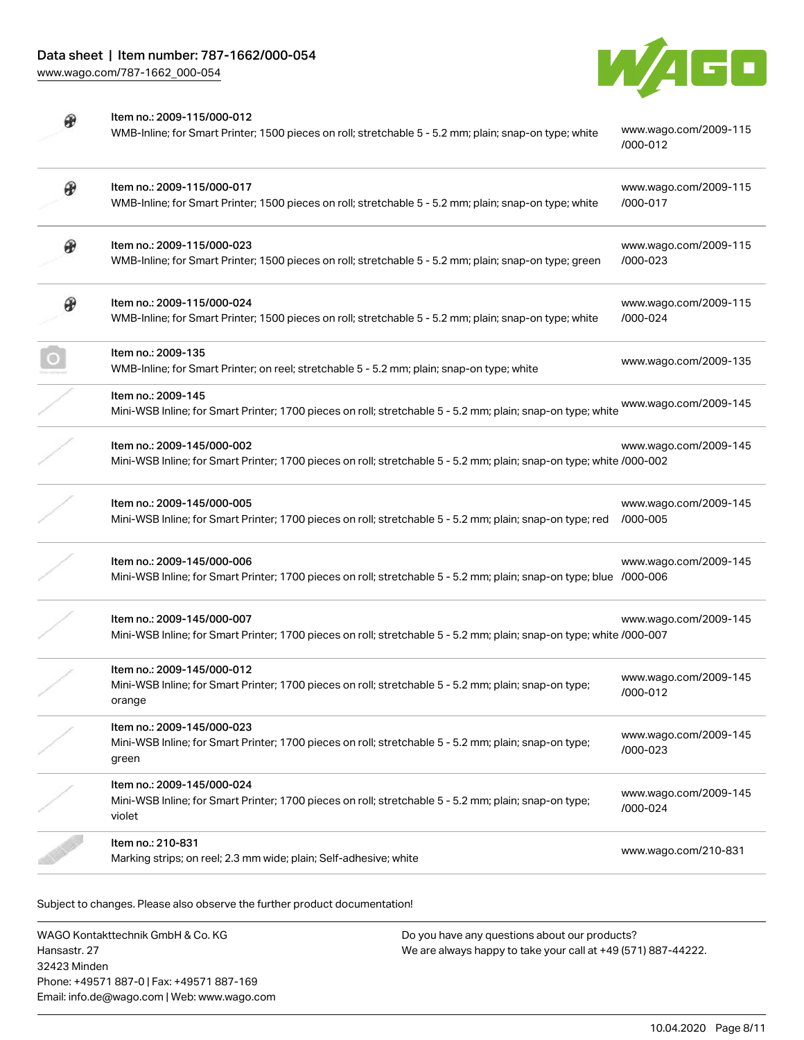| Item | Description | Link |
| --- | --- | --- |
| Item no.: 2009-115/000-012 | WMB-Inline; for Smart Printer; 1500 pieces on roll; stretchable 5 - 5.2 mm; plain; snap-on type; white | www.wago.com/2009-115/000-012 |
| Item no.: 2009-115/000-017 | WMB-Inline; for Smart Printer; 1500 pieces on roll; stretchable 5 - 5.2 mm; plain; snap-on type; white | www.wago.com/2009-115/000-017 |
| Item no.: 2009-115/000-023 | WMB-Inline; for Smart Printer; 1500 pieces on roll; stretchable 5 - 5.2 mm; plain; snap-on type; green | www.wago.com/2009-115/000-023 |
| Item no.: 2009-115/000-024 | WMB-Inline; for Smart Printer; 1500 pieces on roll; stretchable 5 - 5.2 mm; plain; snap-on type; white | www.wago.com/2009-115/000-024 |
| Item no.: 2009-135 | WMB-Inline; for Smart Printer; on reel; stretchable 5 - 5.2 mm; plain; snap-on type; white | www.wago.com/2009-135 |
| Item no.: 2009-145 | Mini-WSB Inline; for Smart Printer; 1700 pieces on roll; stretchable 5 - 5.2 mm; plain; snap-on type; white | www.wago.com/2009-145 |
| Item no.: 2009-145/000-002 | Mini-WSB Inline; for Smart Printer; 1700 pieces on roll; stretchable 5 - 5.2 mm; plain; snap-on type; white | www.wago.com/2009-145/000-002 |
| Item no.: 2009-145/000-005 | Mini-WSB Inline; for Smart Printer; 1700 pieces on roll; stretchable 5 - 5.2 mm; plain; snap-on type; red | www.wago.com/2009-145/000-005 |
| Item no.: 2009-145/000-006 | Mini-WSB Inline; for Smart Printer; 1700 pieces on roll; stretchable 5 - 5.2 mm; plain; snap-on type; blue | www.wago.com/2009-145/000-006 |
| Item no.: 2009-145/000-007 | Mini-WSB Inline; for Smart Printer; 1700 pieces on roll; stretchable 5 - 5.2 mm; plain; snap-on type; white | www.wago.com/2009-145/000-007 |
| Item no.: 2009-145/000-012 | Mini-WSB Inline; for Smart Printer; 1700 pieces on roll; stretchable 5 - 5.2 mm; plain; snap-on type; orange | www.wago.com/2009-145/000-012 |
| Item no.: 2009-145/000-023 | Mini-WSB Inline; for Smart Printer; 1700 pieces on roll; stretchable 5 - 5.2 mm; plain; snap-on type; green | www.wago.com/2009-145/000-023 |
| Item no.: 2009-145/000-024 | Mini-WSB Inline; for Smart Printer; 1700 pieces on roll; stretchable 5 - 5.2 mm; plain; snap-on type; violet | www.wago.com/2009-145/000-024 |
| Item no.: 210-831 | Marking strips; on reel; 2.3 mm wide; plain; Self-adhesive; white | www.wago.com/210-831 |

Subject to changes. Please also observe the further product documentation!

WAGO Kontakttechnik GmbH & Co. KG
Hansastr. 27
32423 Minden
Phone: +49571 887-0 | Fax: +49571 887-169
Email: info.de@wago.com | Web: www.wago.com

Do you have any questions about our products?
We are always happy to take your call at +49 (571) 887-44222.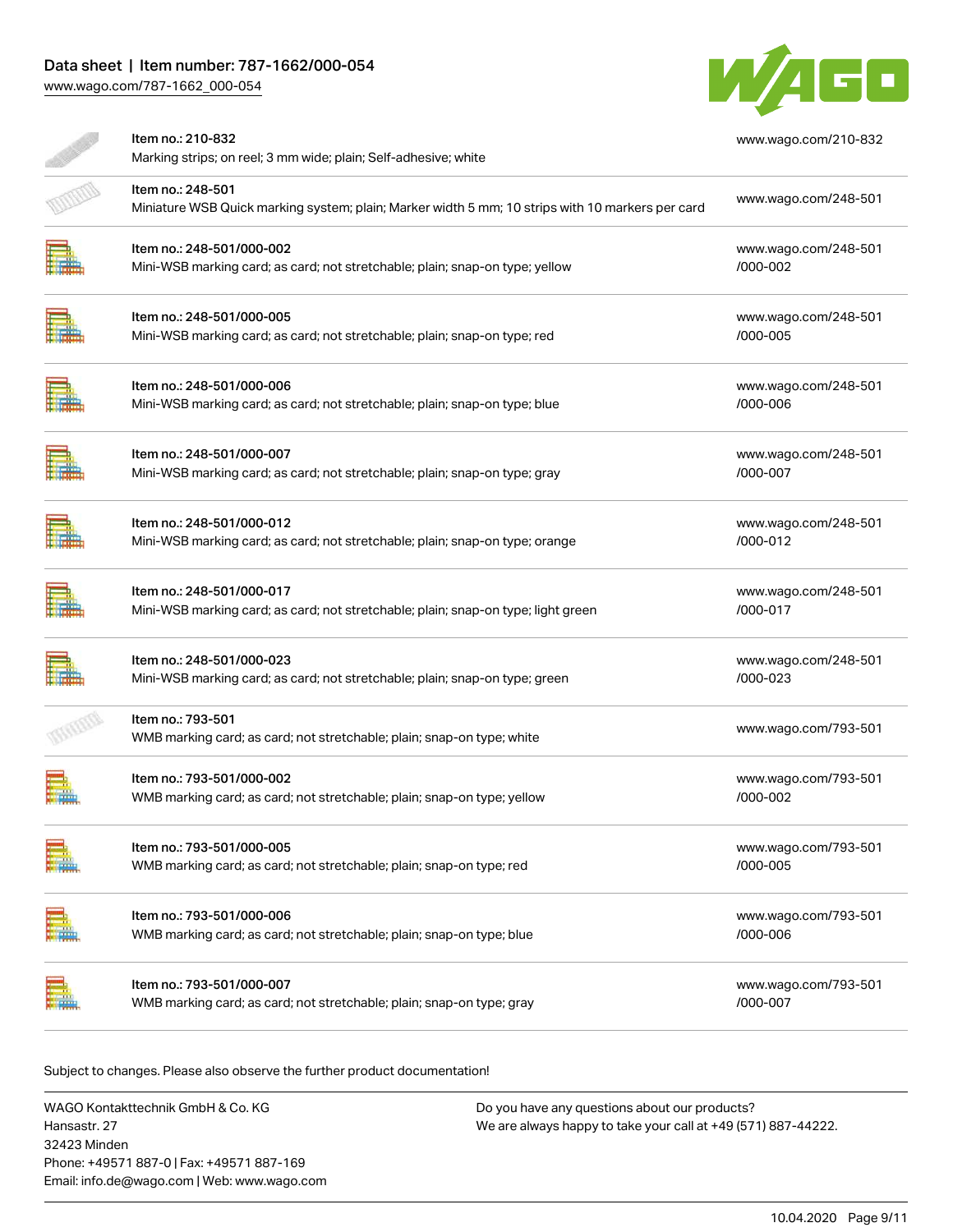| Item no. | Description | URL |
|---|---|---|
| Item no.: 210-832 | Marking strips; on reel; 3 mm wide; plain; Self-adhesive; white | www.wago.com/210-832 |
| Item no.: 248-501 | Miniature WSB Quick marking system; plain; Marker width 5 mm; 10 strips with 10 markers per card | www.wago.com/248-501 |
| Item no.: 248-501/000-002 | Mini-WSB marking card; as card; not stretchable; plain; snap-on type; yellow | www.wago.com/248-501/000-002 |
| Item no.: 248-501/000-005 | Mini-WSB marking card; as card; not stretchable; plain; snap-on type; red | www.wago.com/248-501/000-005 |
| Item no.: 248-501/000-006 | Mini-WSB marking card; as card; not stretchable; plain; snap-on type; blue | www.wago.com/248-501/000-006 |
| Item no.: 248-501/000-007 | Mini-WSB marking card; as card; not stretchable; plain; snap-on type; gray | www.wago.com/248-501/000-007 |
| Item no.: 248-501/000-012 | Mini-WSB marking card; as card; not stretchable; plain; snap-on type; orange | www.wago.com/248-501/000-012 |
| Item no.: 248-501/000-017 | Mini-WSB marking card; as card; not stretchable; plain; snap-on type; light green | www.wago.com/248-501/000-017 |
| Item no.: 248-501/000-023 | Mini-WSB marking card; as card; not stretchable; plain; snap-on type; green | www.wago.com/248-501/000-023 |
| Item no.: 793-501 | WMB marking card; as card; not stretchable; plain; snap-on type; white | www.wago.com/793-501 |
| Item no.: 793-501/000-002 | WMB marking card; as card; not stretchable; plain; snap-on type; yellow | www.wago.com/793-501/000-002 |
| Item no.: 793-501/000-005 | WMB marking card; as card; not stretchable; plain; snap-on type; red | www.wago.com/793-501/000-005 |
| Item no.: 793-501/000-006 | WMB marking card; as card; not stretchable; plain; snap-on type; blue | www.wago.com/793-501/000-006 |
| Item no.: 793-501/000-007 | WMB marking card; as card; not stretchable; plain; snap-on type; gray | www.wago.com/793-501/000-007 |

Subject to changes. Please also observe the further product documentation!

WAGO Kontakttechnik GmbH & Co. KG
Hansastr. 27
32423 Minden
Phone: +49571 887-0 | Fax: +49571 887-169
Email: info.de@wago.com | Web: www.wago.com

Do you have any questions about our products?
We are always happy to take your call at +49 (571) 887-44222.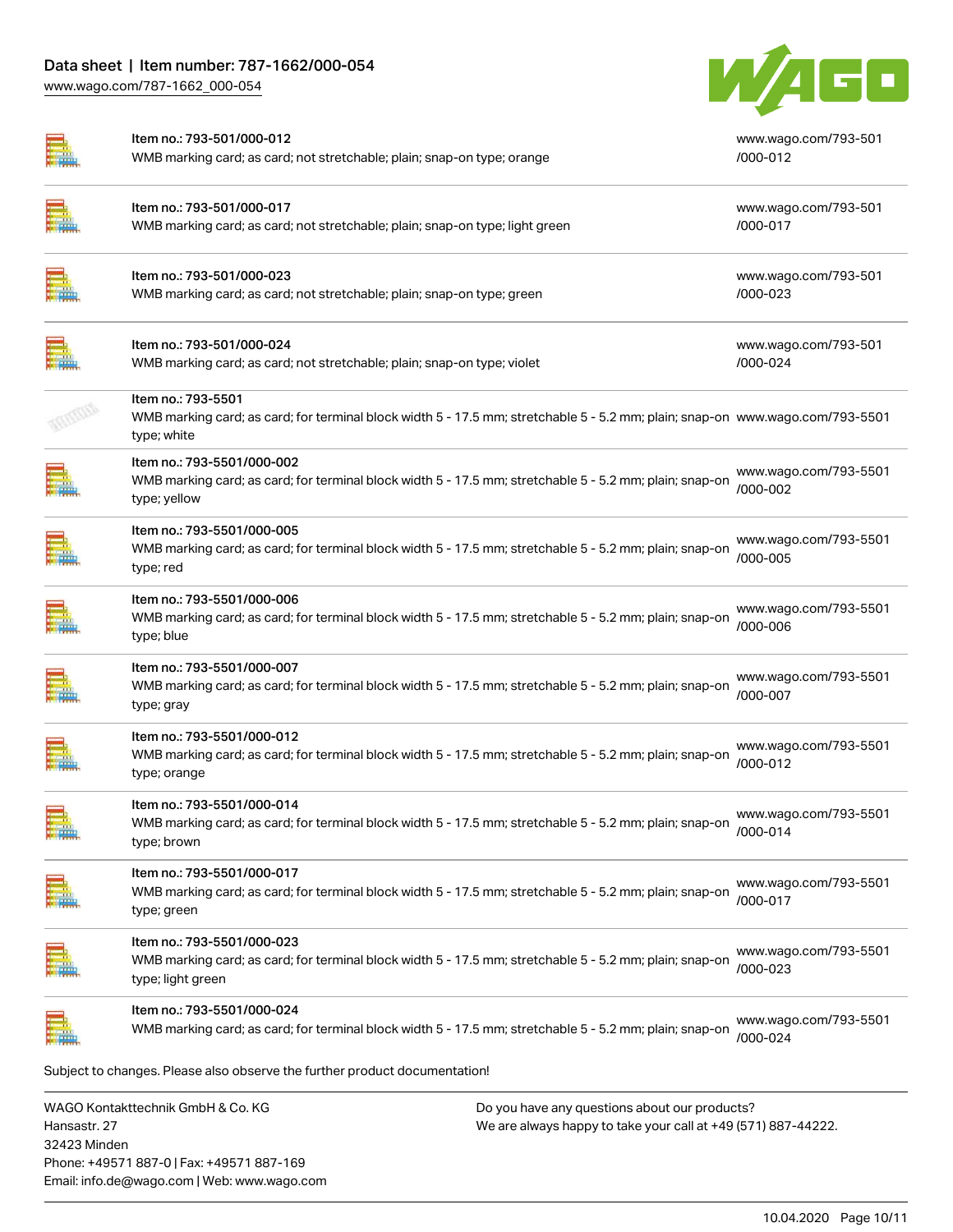| Item | Description | Link |
| --- | --- | --- |
| Item no.: 793-501/000-012 | WMB marking card; as card; not stretchable; plain; snap-on type; orange | www.wago.com/793-501/000-012 |
| Item no.: 793-501/000-017 | WMB marking card; as card; not stretchable; plain; snap-on type; light green | www.wago.com/793-501/000-017 |
| Item no.: 793-501/000-023 | WMB marking card; as card; not stretchable; plain; snap-on type; green | www.wago.com/793-501/000-023 |
| Item no.: 793-501/000-024 | WMB marking card; as card; not stretchable; plain; snap-on type; violet | www.wago.com/793-501/000-024 |
| Item no.: 793-5501 | WMB marking card; as card; for terminal block width 5 - 17.5 mm; stretchable 5 - 5.2 mm; plain; snap-on type; white | www.wago.com/793-5501 |
| Item no.: 793-5501/000-002 | WMB marking card; as card; for terminal block width 5 - 17.5 mm; stretchable 5 - 5.2 mm; plain; snap-on type; yellow | www.wago.com/793-5501/000-002 |
| Item no.: 793-5501/000-005 | WMB marking card; as card; for terminal block width 5 - 17.5 mm; stretchable 5 - 5.2 mm; plain; snap-on type; red | www.wago.com/793-5501/000-005 |
| Item no.: 793-5501/000-006 | WMB marking card; as card; for terminal block width 5 - 17.5 mm; stretchable 5 - 5.2 mm; plain; snap-on type; blue | www.wago.com/793-5501/000-006 |
| Item no.: 793-5501/000-007 | WMB marking card; as card; for terminal block width 5 - 17.5 mm; stretchable 5 - 5.2 mm; plain; snap-on type; gray | www.wago.com/793-5501/000-007 |
| Item no.: 793-5501/000-012 | WMB marking card; as card; for terminal block width 5 - 17.5 mm; stretchable 5 - 5.2 mm; plain; snap-on type; orange | www.wago.com/793-5501/000-012 |
| Item no.: 793-5501/000-014 | WMB marking card; as card; for terminal block width 5 - 17.5 mm; stretchable 5 - 5.2 mm; plain; snap-on type; brown | www.wago.com/793-5501/000-014 |
| Item no.: 793-5501/000-017 | WMB marking card; as card; for terminal block width 5 - 17.5 mm; stretchable 5 - 5.2 mm; plain; snap-on type; green | www.wago.com/793-5501/000-017 |
| Item no.: 793-5501/000-023 | WMB marking card; as card; for terminal block width 5 - 17.5 mm; stretchable 5 - 5.2 mm; plain; snap-on type; light green | www.wago.com/793-5501/000-023 |
| Item no.: 793-5501/000-024 | WMB marking card; as card; for terminal block width 5 - 17.5 mm; stretchable 5 - 5.2 mm; plain; snap-on | www.wago.com/793-5501/000-024 |

Subject to changes. Please also observe the further product documentation!

WAGO Kontakttechnik GmbH & Co. KG
Hansastr. 27
32423 Minden
Phone: +49571 887-0 | Fax: +49571 887-169
Email: info.de@wago.com | Web: www.wago.com

Do you have any questions about our products?
We are always happy to take your call at +49 (571) 887-44222.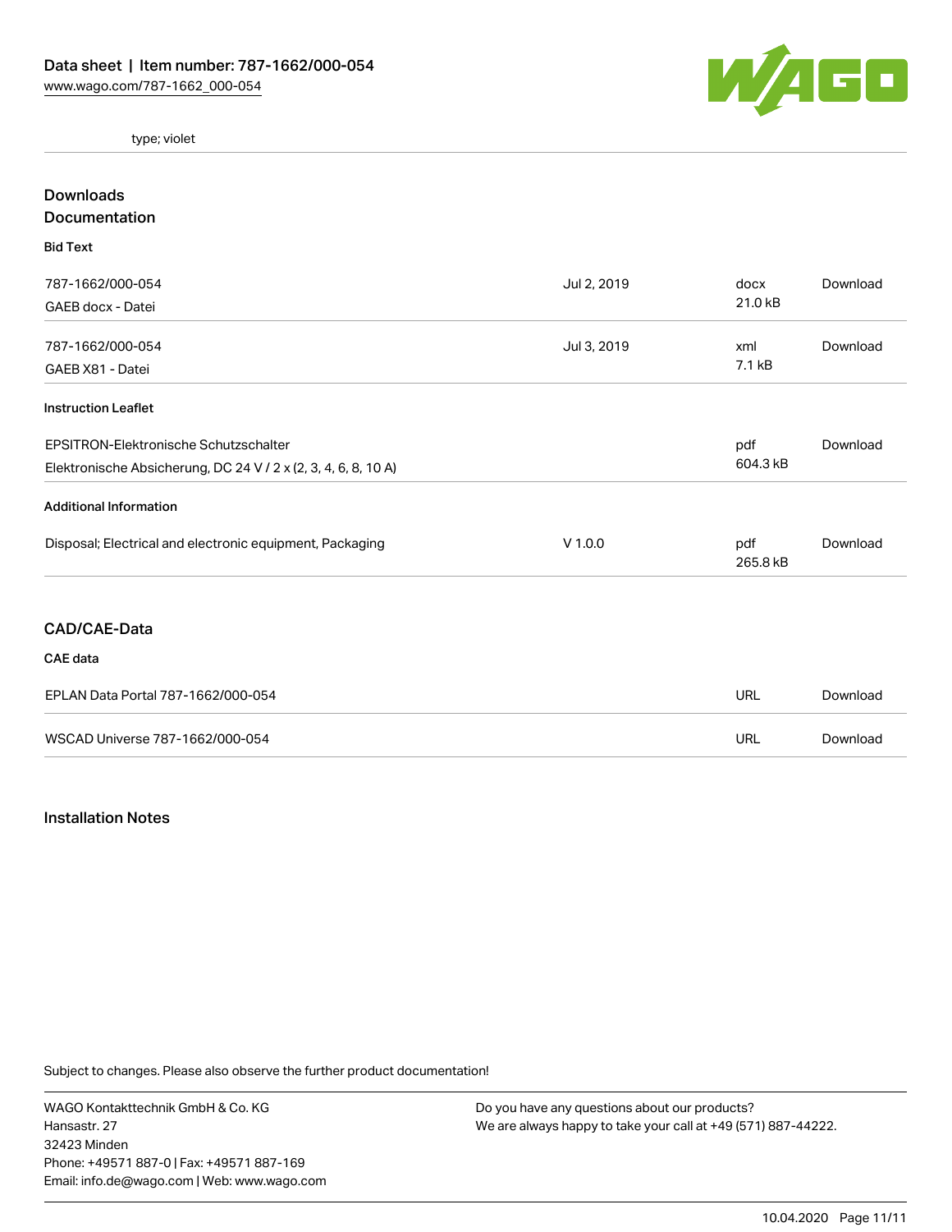type; violet

## Downloads

## Documentation

### Bid Text

| | | | |
|---|---|---|---|
| 787-1662/000-054<br>GAEB docx - Datei | Jul 2, 2019 | docx<br>21.0 kB | Download |
| 787-1662/000-054<br>GAEB X81 - Datei | Jul 3, 2019 | xml<br>7.1 kB | Download |

### Instruction Leaflet

| | | | |
|---|---|---|---|
| EPSITRON-Elektronische Schutzschalter<br>Elektronische Absicherung, DC 24 V / 2 x (2, 3, 4, 6, 8, 10 A) | | pdf<br>604.3 kB | Download |

### Additional Information

| | | | |
|---|---|---|---|
| Disposal; Electrical and electronic equipment, Packaging | V 1.0.0 | pdf<br>265.8 kB | Download |

## CAD/CAE-Data

### CAE data

| | | |
|---|---|---|
| EPLAN Data Portal 787-1662/000-054 | URL | Download |
| WSCAD Universe 787-1662/000-054 | URL | Download |

## Installation Notes

Subject to changes. Please also observe the further product documentation!

WAGO Kontakttechnik GmbH & Co. KG
Hansastr. 27
32423 Minden
Phone: +49571 887-0 | Fax: +49571 887-169
Email: info.de@wago.com | Web: www.wago.com

Do you have any questions about our products?
We are always happy to take your call at +49 (571) 887-44222.